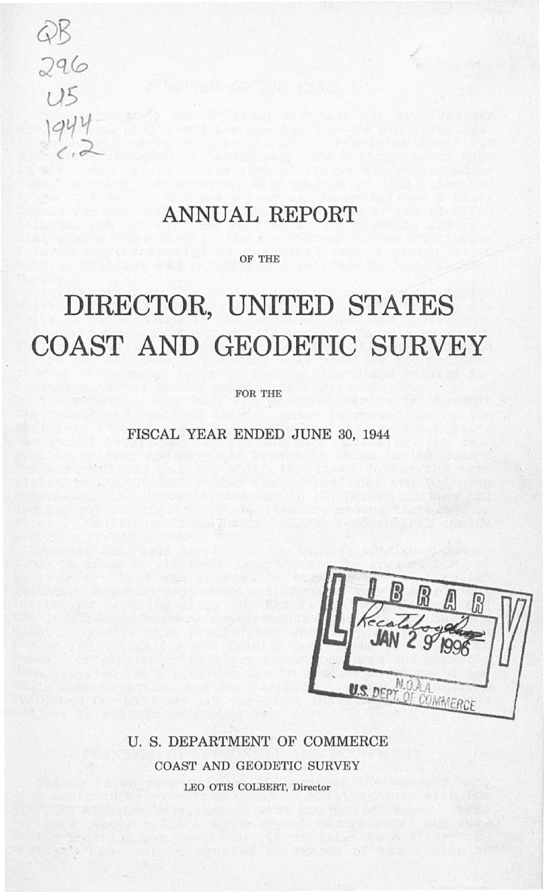# ANNUAL REPORT

OF THE

# DIRECTOR, UNITED STATES COAST AND GEODETIC SURVEY

FOR THE

FISCAL YEAR ENDED JUNE 30, 1944

U. S. DEPARTMENT OF COMMERCE

COAST AND GEODETIC SURVEY

LEO OTIS COLBERT, Director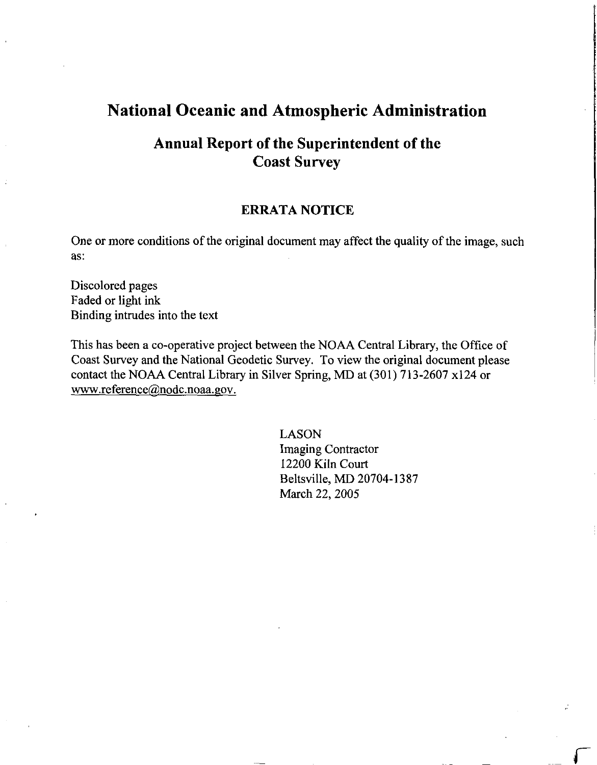# National Oceanic and Atmospheric Administration

## Annual Report of the Superintendent of the Coast Survey

### ERRATA NOTICE

One or more conditions of the original document may affect the quality of the image, such as:

Discolored pages
Faded or light ink
Binding intrudes into the text

This has been a co-operative project between the NOAA Central Library, the Office of Coast Survey and the National Geodetic Survey. To view the original document please contact the NOAA Central Library in Silver Spring, MD at (301) 713-2607 x124 or www.reference@nodc.noaa.gov.

LASON
Imaging Contractor
12200 Kiln Court
Beltsville, MD 20704-1387
March 22, 2005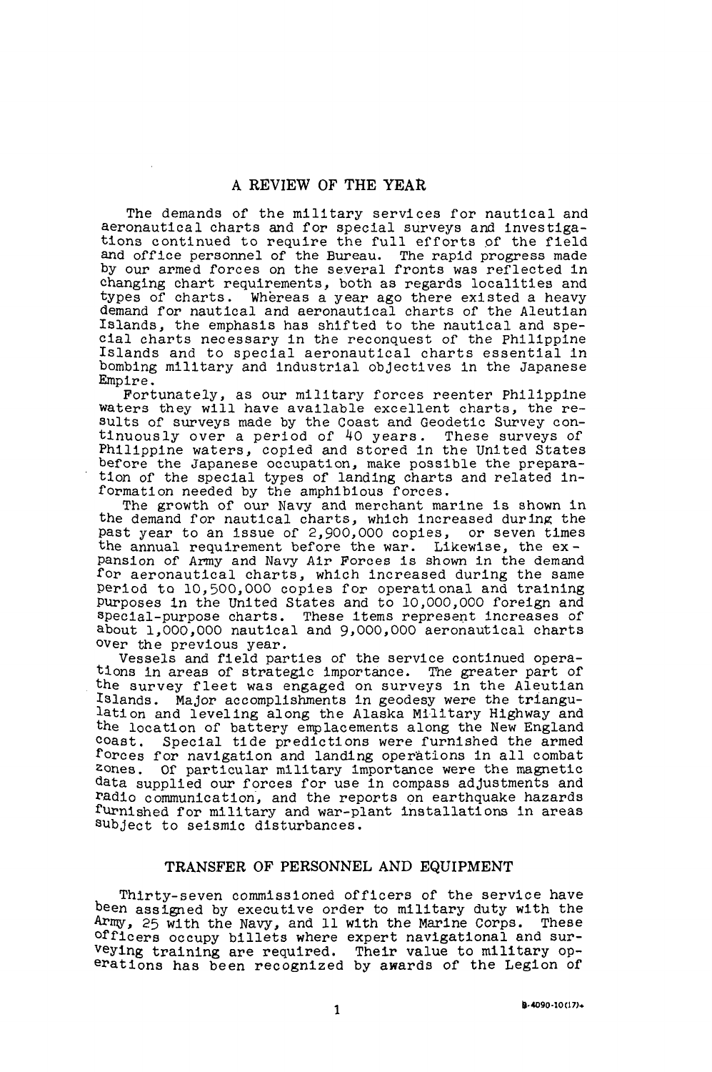## A REVIEW OF THE YEAR

The demands of the military services for nautical and aeronautical charts and for special surveys and investigations continued to require the full efforts of the field and office personnel of the Bureau. The rapid progress made by our armed forces on the several fronts was reflected in changing chart requirements, both as regards localities and types of charts. Whereas a year ago there existed a heavy demand for nautical and aeronautical charts of the Aleutian Islands, the emphasis has shifted to the nautical and special charts necessary in the reconquest of the Philippine Islands and to special aeronautical charts essential in bombing military and industrial objectives in the Japanese Empire.

Fortunately, as our military forces reenter Philippine waters they will have available excellent charts, the results of surveys made by the Coast and Geodetic Survey continuously over a period of 40 years. These surveys of Philippine waters, copied and stored in the United States before the Japanese occupation, make possible the preparation of the special types of landing charts and related information needed by the amphibious forces.

The growth of our Navy and merchant marine is shown in the demand for nautical charts, which increased during the past year to an issue of 2,900,000 copies, or seven times the annual requirement before the war. Likewise, the expansion of Army and Navy Air Forces is shown in the demand for aeronautical charts, which increased during the same period to 10,500,000 copies for operational and training purposes in the United States and to 10,000,000 foreign and special-purpose charts. These items represent increases of about 1,000,000 nautical and 9,000,000 aeronautical charts over the previous year.

Vessels and field parties of the service continued operations in areas of strategic importance. The greater part of the survey fleet was engaged on surveys in the Aleutian Islands. Major accomplishments in geodesy were the triangulation and leveling along the Alaska Military Highway and the location of battery emplacements along the New England coast. Special tide predictions were furnished the armed forces for navigation and landing operations in all combat zones. Of particular military importance were the magnetic data supplied our forces for use in compass adjustments and radio communication, and the reports on earthquake hazards furnished for military and war-plant installations in areas subject to seismic disturbances.

## TRANSFER OF PERSONNEL AND EQUIPMENT

Thirty-seven commissioned officers of the service have been assigned by executive order to military duty with the Army, 25 with the Navy, and 11 with the Marine Corps. These officers occupy billets where expert navigational and surveying training are required. Their value to military operations has been recognized by awards of the Legion of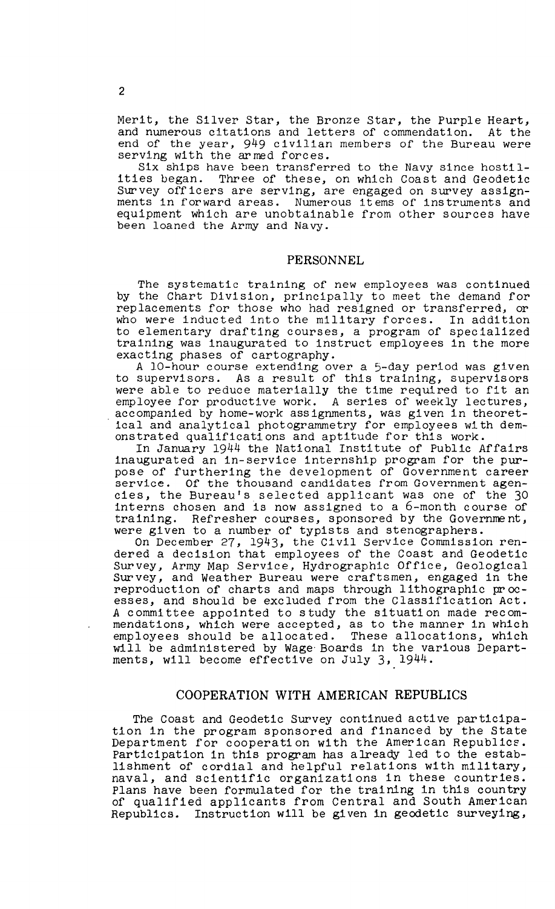Merit, the Silver Star, the Bronze Star, the Purple Heart, and numerous citations and letters of commendation. At the end of the year, 949 civilian members of the Bureau were serving with the armed forces.

Six ships have been transferred to the Navy since hostilities began. Three of these, on which Coast and Geodetic Survey officers are serving, are engaged on survey assignments in forward areas. Numerous items of instruments and equipment which are unobtainable from other sources have been loaned the Army and Navy.

## PERSONNEL

The systematic training of new employees was continued by the Chart Division, principally to meet the demand for replacements for those who had resigned or transferred, or who were inducted into the military forces. In addition to elementary drafting courses, a program of specialized training was inaugurated to instruct employees in the more exacting phases of cartography.

A 10-hour course extending over a 5-day period was given to supervisors. As a result of this training, supervisors were able to reduce materially the time required to fit an employee for productive work. A series of weekly lectures, accompanied by home-work assignments, was given in theoretical and analytical photogrammetry for employees with demonstrated qualifications and aptitude for this work.

In January 1944 the National Institute of Public Affairs inaugurated an in-service internship program for the purpose of furthering the development of Government career service. Of the thousand candidates from Government agencies, the Bureau's selected applicant was one of the 30 interns chosen and is now assigned to a 6-month course of training. Refresher courses, sponsored by the Government, were given to a number of typists and stenographers.

On December 27, 1943, the Civil Service Commission rendered a decision that employees of the Coast and Geodetic Survey, Army Map Service, Hydrographic Office, Geological Survey, and Weather Bureau were craftsmen, engaged in the reproduction of charts and maps through lithographic processes, and should be excluded from the Classification Act. A committee appointed to study the situation made recommendations, which were accepted, as to the manner in which employees should be allocated. These allocations, which will be administered by Wage Boards in the various Departments, will become effective on July 3, 1944.

## COOPERATION WITH AMERICAN REPUBLICS

The Coast and Geodetic Survey continued active participation in the program sponsored and financed by the State Department for cooperation with the American Republics. Participation in this program has already led to the establishment of cordial and helpful relations with military, naval, and scientific organizations in these countries. Plans have been formulated for the training in this country of qualified applicants from Central and South American Republics. Instruction will be given in geodetic surveying,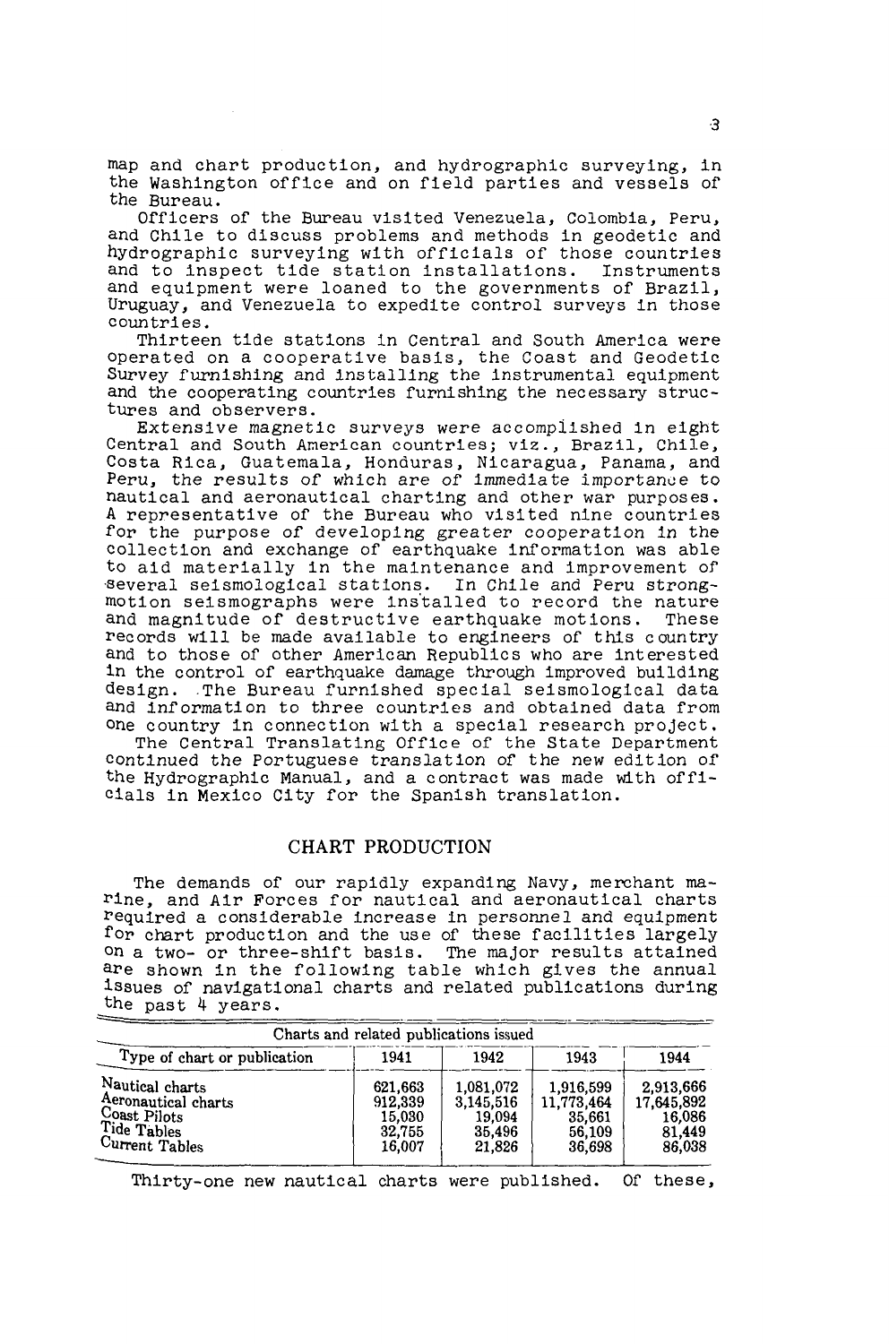map and chart production, and hydrographic surveying, in the Washington office and on field parties and vessels of the Bureau.

Officers of the Bureau visited Venezuela, Colombia, Peru, and Chile to discuss problems and methods in geodetic and hydrographic surveying with officials of those countries and to inspect tide station installations. Instruments and equipment were loaned to the governments of Brazil, Uruguay, and Venezuela to expedite control surveys in those countries.

Thirteen tide stations in Central and South America were operated on a cooperative basis, the Coast and Geodetic Survey furnishing and installing the instrumental equipment and the cooperating countries furnishing the necessary structures and observers.

Extensive magnetic surveys were accomplished in eight Central and South American countries; viz., Brazil, Chile, Costa Rica, Guatemala, Honduras, Nicaragua, Panama, and Peru, the results of which are of immediate importance to nautical and aeronautical charting and other war purposes. A representative of the Bureau who visited nine countries for the purpose of developing greater cooperation in the collection and exchange of earthquake information was able to aid materially in the maintenance and improvement of several seismological stations. In Chile and Peru strong-motion seismographs were installed to record the nature and magnitude of destructive earthquake motions. These records will be made available to engineers of this country and to those of other American Republics who are interested in the control of earthquake damage through improved building design. The Bureau furnished special seismological data and information to three countries and obtained data from one country in connection with a special research project.

The Central Translating Office of the State Department continued the Portuguese translation of the new edition of the Hydrographic Manual, and a contract was made with officials in Mexico City for the Spanish translation.

## CHART PRODUCTION

The demands of our rapidly expanding Navy, merchant marine, and Air Forces for nautical and aeronautical charts required a considerable increase in personnel and equipment for chart production and the use of these facilities largely on a two- or three-shift basis. The major results attained are shown in the following table which gives the annual issues of navigational charts and related publications during the past 4 years.

| Charts and related publications issued | | | | |
|---|---|---|---|---|
| Type of chart or publication | 1941 | 1942 | 1943 | 1944 |
| Nautical charts | 621,663 | 1,081,072 | 1,916,599 | 2,913,666 |
| Aeronautical charts | 912,339 | 3,145,516 | 11,773,464 | 17,645,892 |
| Coast Pilots | 15,030 | 19,094 | 35,661 | 16,086 |
| Tide Tables | 32,755 | 35,496 | 56,109 | 81,449 |
| Current Tables | 16,007 | 21,826 | 36,698 | 86,038 |

Thirty-one new nautical charts were published. Of these,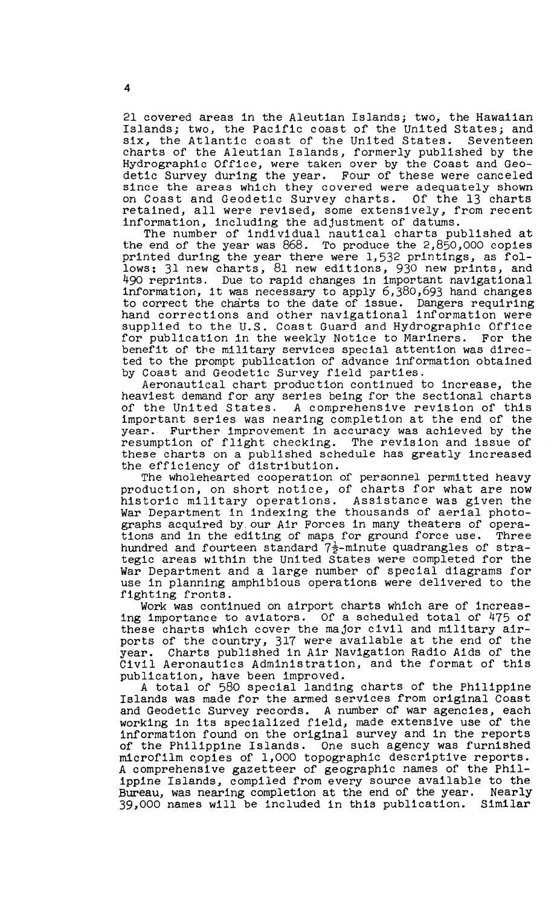21 covered areas in the Aleutian Islands; two, the Hawaiian Islands; two, the Pacific coast of the United States; and six, the Atlantic coast of the United States. Seventeen charts of the Aleutian Islands, formerly published by the Hydrographic Office, were taken over by the Coast and Geodetic Survey during the year. Four of these were canceled since the areas which they covered were adequately shown on Coast and Geodetic Survey charts. Of the 13 charts retained, all were revised, some extensively, from recent information, including the adjustment of datums.

The number of individual nautical charts published at the end of the year was 868. To produce the 2,850,000 copies printed during the year there were 1,532 printings, as follows: 31 new charts, 81 new editions, 930 new prints, and 490 reprints. Due to rapid changes in important navigational information, it was necessary to apply 6,380,693 hand changes to correct the charts to the date of issue. Dangers requiring hand corrections and other navigational information were supplied to the U.S. Coast Guard and Hydrographic Office for publication in the weekly Notice to Mariners. For the benefit of the military services special attention was directed to the prompt publication of advance information obtained by Coast and Geodetic Survey field parties.

Aeronautical chart production continued to increase, the heaviest demand for any series being for the sectional charts of the United States. A comprehensive revision of this important series was nearing completion at the end of the year. Further improvement in accuracy was achieved by the resumption of flight checking. The revision and issue of these charts on a published schedule has greatly increased the efficiency of distribution.

The wholehearted cooperation of personnel permitted heavy production, on short notice, of charts for what are now historic military operations. Assistance was given the War Department in indexing the thousands of aerial photographs acquired by our Air Forces in many theaters of operations and in the editing of maps for ground force use. Three hundred and fourteen standard 7½-minute quadrangles of strategic areas within the United States were completed for the War Department and a large number of special diagrams for use in planning amphibious operations were delivered to the fighting fronts.

Work was continued on airport charts which are of increasing importance to aviators. Of a scheduled total of 475 of these charts which cover the major civil and military airports of the country, 317 were available at the end of the year. Charts published in Air Navigation Radio Aids of the Civil Aeronautics Administration, and the format of this publication, have been improved.

A total of 580 special landing charts of the Philippine Islands was made for the armed services from original Coast and Geodetic Survey records. A number of war agencies, each working in its specialized field, made extensive use of the information found on the original survey and in the reports of the Philippine Islands. One such agency was furnished microfilm copies of 1,000 topographic descriptive reports. A comprehensive gazetteer of geographic names of the Philippine Islands, compiled from every source available to the Bureau, was nearing completion at the end of the year. Nearly 39,000 names will be included in this publication. Similar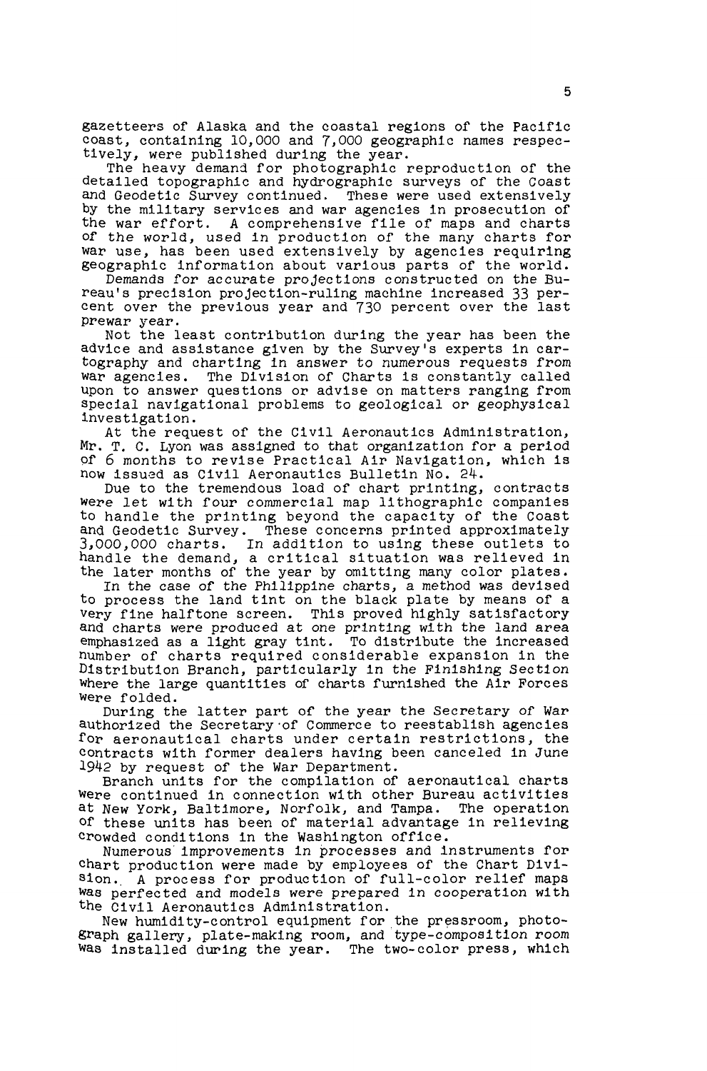gazetteers of Alaska and the coastal regions of the Pacific coast, containing 10,000 and 7,000 geographic names respectively, were published during the year.

The heavy demand for photographic reproduction of the detailed topographic and hydrographic surveys of the Coast and Geodetic Survey continued. These were used extensively by the military services and war agencies in prosecution of the war effort. A comprehensive file of maps and charts of the world, used in production of the many charts for war use, has been used extensively by agencies requiring geographic information about various parts of the world.

Demands for accurate projections constructed on the Bureau's precision projection-ruling machine increased 33 percent over the previous year and 730 percent over the last prewar year.

Not the least contribution during the year has been the advice and assistance given by the Survey's experts in cartography and charting in answer to numerous requests from war agencies. The Division of Charts is constantly called upon to answer questions or advise on matters ranging from special navigational problems to geological or geophysical investigation.

At the request of the Civil Aeronautics Administration, Mr. T. C. Lyon was assigned to that organization for a period of 6 months to revise Practical Air Navigation, which is now issued as Civil Aeronautics Bulletin No. 24.

Due to the tremendous load of chart printing, contracts were let with four commercial map lithographic companies to handle the printing beyond the capacity of the Coast and Geodetic Survey. These concerns printed approximately 3,000,000 charts. In addition to using these outlets to handle the demand, a critical situation was relieved in the later months of the year by omitting many color plates.

In the case of the Philippine charts, a method was devised to process the land tint on the black plate by means of a very fine halftone screen. This proved highly satisfactory and charts were produced at one printing with the land area emphasized as a light gray tint. To distribute the increased number of charts required considerable expansion in the Distribution Branch, particularly in the Finishing Section where the large quantities of charts furnished the Air Forces were folded.

During the latter part of the year the Secretary of War authorized the Secretary of Commerce to reestablish agencies for aeronautical charts under certain restrictions, the contracts with former dealers having been canceled in June 1942 by request of the War Department.

Branch units for the compilation of aeronautical charts were continued in connection with other Bureau activities at New York, Baltimore, Norfolk, and Tampa. The operation of these units has been of material advantage in relieving crowded conditions in the Washington office.

Numerous improvements in processes and instruments for chart production were made by employees of the Chart Division. A process for production of full-color relief maps was perfected and models were prepared in cooperation with the Civil Aeronautics Administration.

New humidity-control equipment for the pressroom, photograph gallery, plate-making room, and type-composition room was installed during the year. The two-color press, which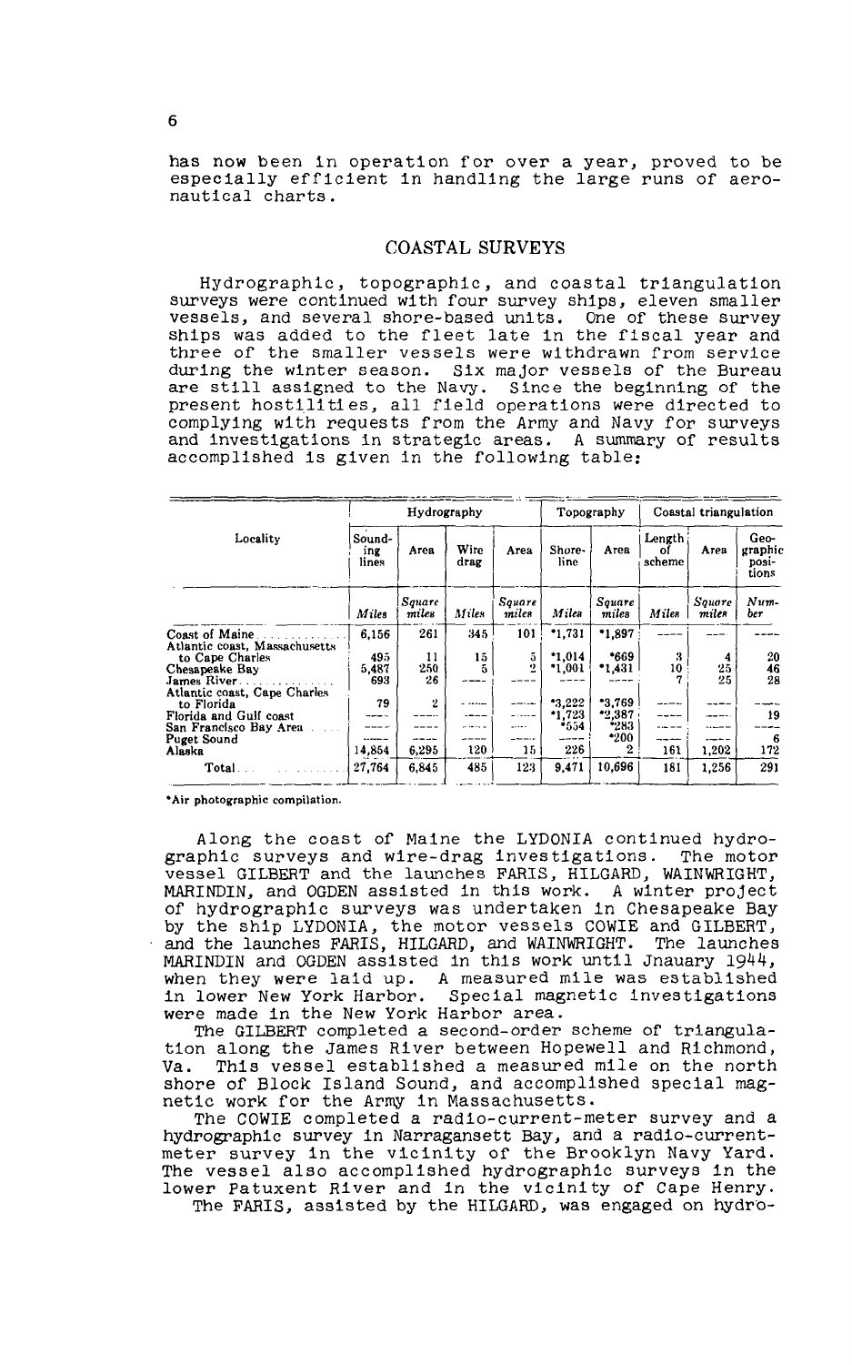has now been in operation for over a year, proved to be especially efficient in handling the large runs of aeronautical charts.

## COASTAL SURVEYS

Hydrographic, topographic, and coastal triangulation surveys were continued with four survey ships, eleven smaller vessels, and several shore-based units. One of these survey ships was added to the fleet late in the fiscal year and three of the smaller vessels were withdrawn from service during the winter season. Six major vessels of the Bureau are still assigned to the Navy. Since the beginning of the present hostilities, all field operations were directed to complying with requests from the Army and Navy for surveys and investigations in strategic areas. A summary of results accomplished is given in the following table:

| Locality | Hydrography | | | | Topography | | Coastal triangulation | | |
|---|---|---|---|---|---|---|---|---|---|
| | Sounding lines | Area | Wire drag | Area | Shoreline | Area | Length of scheme | Area | Geographic positions |
| | *Miles* | *Square miles* | *Miles* | *Square miles* | *Miles* | *Square miles* | *Miles* | *Square miles* | *Number* |
| Coast of Maine | 6,156 | 261 | 345 | 101 | *1,731 | *1,897 | ---- | ---- | ---- |
| Atlantic coast, Massachusetts to Cape Charles | 495 | 11 | 15 | 5 | *1,014 | *669 | 3 | 4 | 20 |
| Chesapeake Bay | 5,487 | 250 | 5 | 2 | *1,001 | *1,431 | 10 | 25 | 46 |
| James River | 693 | 26 | ---- | ---- | ---- | ---- | 7 | 25 | 28 |
| Atlantic coast, Cape Charles to Florida | 79 | 2 | ---- | ---- | *3,222 | *3,769 | ---- | ---- | ---- |
| Florida and Gulf coast | ---- | ---- | ---- | ---- | *1,723 | *2,387 | ---- | ---- | 19 |
| San Francisco Bay Area | ---- | ---- | ---- | ---- | *554 | *283 | ---- | ---- | ---- |
| Puget Sound | ---- | ---- | ---- | ---- | ---- | *200 | ---- | ---- | 6 |
| Alaska | 14,854 | 6,295 | 120 | 15 | 226 | 2 | 161 | 1,202 | 172 |
| Total | 27,764 | 6,845 | 485 | 123 | 9,471 | 10,696 | 181 | 1,256 | 291 |

*Air photographic compilation.

Along the coast of Maine the LYDONIA continued hydrographic surveys and wire-drag investigations. The motor vessel GILBERT and the launches FARIS, HILGARD, WAINWRIGHT, MARINDIN, and OGDEN assisted in this work. A winter project of hydrographic surveys was undertaken in Chesapeake Bay by the ship LYDONIA, the motor vessels COWIE and GILBERT, and the launches FARIS, HILGARD, and WAINWRIGHT. The launches MARINDIN and OGDEN assisted in this work until Jnauary 1944, when they were laid up. A measured mile was established in lower New York Harbor. Special magnetic investigations were made in the New York Harbor area.

The GILBERT completed a second-order scheme of triangulation along the James River between Hopewell and Richmond, Va. This vessel established a measured mile on the north shore of Block Island Sound, and accomplished special magnetic work for the Army in Massachusetts.

The COWIE completed a radio-current-meter survey and a hydrographic survey in Narragansett Bay, and a radio-current-meter survey in the vicinity of the Brooklyn Navy Yard. The vessel also accomplished hydrographic surveys in the lower Patuxent River and in the vicinity of Cape Henry.

The FARIS, assisted by the HILGARD, was engaged on hydro-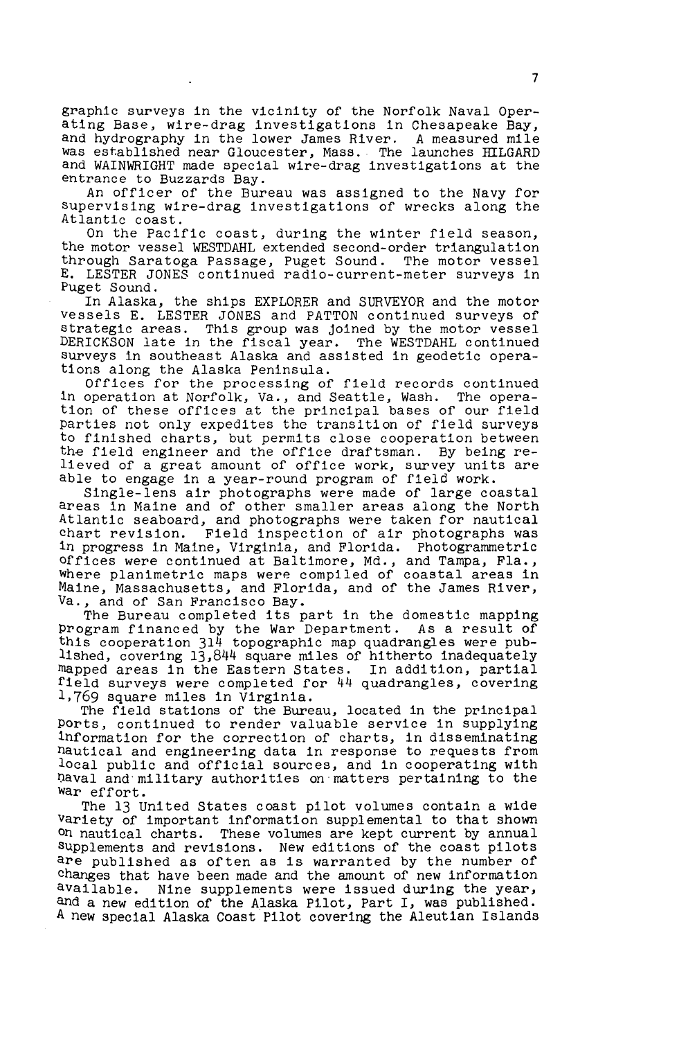graphic surveys in the vicinity of the Norfolk Naval Operating Base, wire-drag investigations in Chesapeake Bay, and hydrography in the lower James River. A measured mile was established near Gloucester, Mass. The launches HILGARD and WAINWRIGHT made special wire-drag investigations at the entrance to Buzzards Bay.

An officer of the Bureau was assigned to the Navy for supervising wire-drag investigations of wrecks along the Atlantic coast.

On the Pacific coast, during the winter field season, the motor vessel WESTDAHL extended second-order triangulation through Saratoga Passage, Puget Sound. The motor vessel E. LESTER JONES continued radio-current-meter surveys in Puget Sound.

In Alaska, the ships EXPLORER and SURVEYOR and the motor vessels E. LESTER JONES and PATTON continued surveys of strategic areas. This group was joined by the motor vessel DERICKSON late in the fiscal year. The WESTDAHL continued surveys in southeast Alaska and assisted in geodetic operations along the Alaska Peninsula.

Offices for the processing of field records continued in operation at Norfolk, Va., and Seattle, Wash. The operation of these offices at the principal bases of our field parties not only expedites the transition of field surveys to finished charts, but permits close cooperation between the field engineer and the office draftsman. By being relieved of a great amount of office work, survey units are able to engage in a year-round program of field work.

Single-lens air photographs were made of large coastal areas in Maine and of other smaller areas along the North Atlantic seaboard, and photographs were taken for nautical chart revision. Field inspection of air photographs was in progress in Maine, Virginia, and Florida. Photogrammetric offices were continued at Baltimore, Md., and Tampa, Fla., where planimetric maps were compiled of coastal areas in Maine, Massachusetts, and Florida, and of the James River, Va., and of San Francisco Bay.

The Bureau completed its part in the domestic mapping program financed by the War Department. As a result of this cooperation 314 topographic map quadrangles were published, covering 13,844 square miles of hitherto inadequately mapped areas in the Eastern States. In addition, partial field surveys were completed for 44 quadrangles, covering 1,769 square miles in Virginia.

The field stations of the Bureau, located in the principal ports, continued to render valuable service in supplying information for the correction of charts, in disseminating nautical and engineering data in response to requests from local public and official sources, and in cooperating with naval and military authorities on matters pertaining to the war effort.

The 13 United States coast pilot volumes contain a wide variety of important information supplemental to that shown on nautical charts. These volumes are kept current by annual supplements and revisions. New editions of the coast pilots are published as often as is warranted by the number of changes that have been made and the amount of new information available. Nine supplements were issued during the year, and a new edition of the Alaska Pilot, Part I, was published. A new special Alaska Coast Pilot covering the Aleutian Islands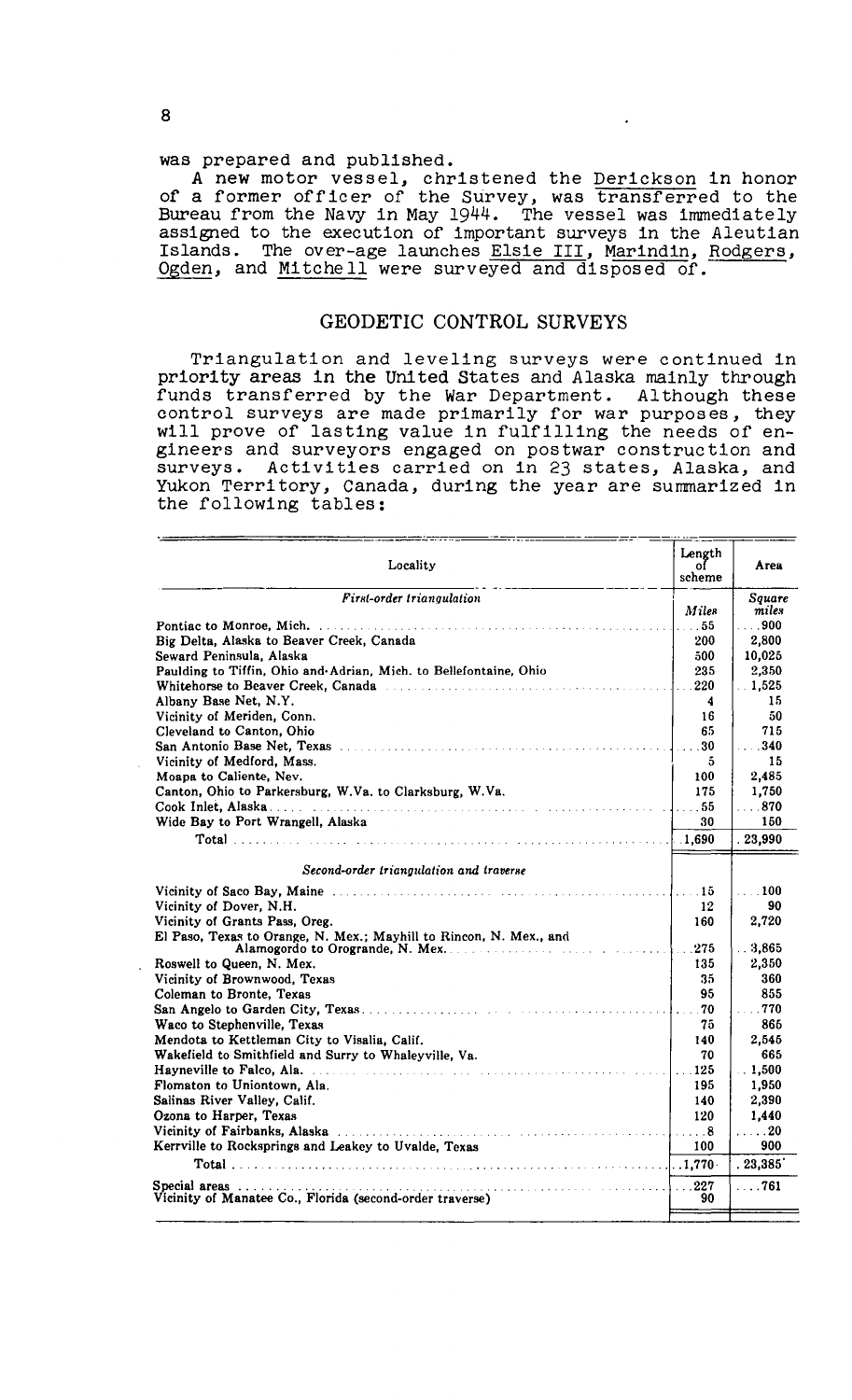was prepared and published.

A new motor vessel, christened the Derickson in honor of a former officer of the Survey, was transferred to the Bureau from the Navy in May 1944. The vessel was immediately assigned to the execution of important surveys in the Aleutian Islands. The over-age launches Elsie III, Marindin, Rodgers, Ogden, and Mitchell were surveyed and disposed of.

## GEODETIC CONTROL SURVEYS

Triangulation and leveling surveys were continued in priority areas in the United States and Alaska mainly through funds transferred by the War Department. Although these control surveys are made primarily for war purposes, they will prove of lasting value in fulfilling the needs of engineers and surveyors engaged on postwar construction and surveys. Activities carried on in 23 states, Alaska, and Yukon Territory, Canada, during the year are summarized in the following tables:

| Locality | Length of scheme | Area |
|---|---|---|
| *First-order triangulation* | *Miles* | *Square miles* |
| Pontiac to Monroe, Mich. | 55 | 900 |
| Big Delta, Alaska to Beaver Creek, Canada | 200 | 2,800 |
| Seward Peninsula, Alaska | 500 | 10,025 |
| Paulding to Tiffin, Ohio and Adrian, Mich. to Bellefontaine, Ohio | 235 | 2,350 |
| Whitehorse to Beaver Creek, Canada | 220 | 1,525 |
| Albany Base Net, N.Y. | 4 | 15 |
| Vicinity of Meriden, Conn. | 16 | 50 |
| Cleveland to Canton, Ohio | 65 | 715 |
| San Antonio Base Net, Texas | 30 | 340 |
| Vicinity of Medford, Mass. | 5 | 15 |
| Moapa to Caliente, Nev. | 100 | 2,485 |
| Canton, Ohio to Parkersburg, W.Va. to Clarksburg, W.Va. | 175 | 1,750 |
| Cook Inlet, Alaska | 55 | 870 |
| Wide Bay to Port Wrangell, Alaska | 30 | 150 |
| Total | 1,690 | 23,990 |
| *Second-order triangulation and traverse* | | |
| Vicinity of Saco Bay, Maine | 15 | 100 |
| Vicinity of Dover, N.H. | 12 | 90 |
| Vicinity of Grants Pass, Oreg. | 160 | 2,720 |
| El Paso, Texas to Orange, N. Mex.; Mayhill to Rincon, N. Mex., and Alamogordo to Orogrande, N. Mex. | 275 | 3,865 |
| Roswell to Queen, N. Mex. | 135 | 2,350 |
| Vicinity of Brownwood, Texas | 35 | 360 |
| Coleman to Bronte, Texas | 95 | 855 |
| San Angelo to Garden City, Texas | 70 | 770 |
| Waco to Stephenville, Texas | 75 | 865 |
| Mendota to Kettleman City to Visalia, Calif. | 140 | 2,545 |
| Wakefield to Smithfield and Surry to Whaleyville, Va. | 70 | 665 |
| Hayneville to Falco, Ala. | 125 | 1,500 |
| Flomaton to Uniontown, Ala. | 195 | 1,950 |
| Salinas River Valley, Calif. | 140 | 2,390 |
| Ozona to Harper, Texas | 120 | 1,440 |
| Vicinity of Fairbanks, Alaska | 8 | 20 |
| Kerrville to Rocksprings and Leakey to Uvalde, Texas | 100 | 900 |
| Total | 1,770 | 23,385 |
| Special areas | 227 | 761 |
| Vicinity of Manatee Co., Florida (second-order traverse) | 90 | |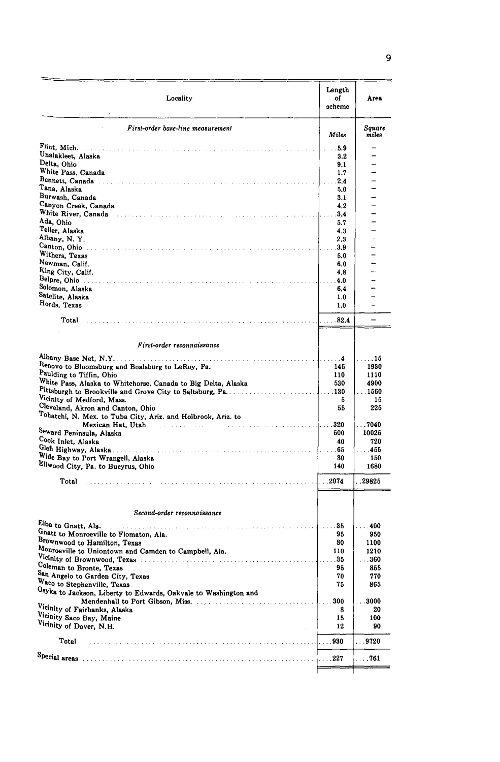| Locality | Length of scheme | Area |
|---|---|---|
| *First-order base-line measurement* | *Miles* | *Square miles* |
| Flint, Mich. | 5.9 | – |
| Unalakleet, Alaska | 3.2 | – |
| Delta, Ohio | 9.1 | – |
| White Pass, Canada | 1.7 | – |
| Bennett, Canada | 2.4 | – |
| Tana, Alaska | 5.0 | – |
| Burwash, Canada | 3.1 | – |
| Canyon Creek, Canada | 4.2 | – |
| White River, Canada | 3.4 | – |
| Ada, Ohio | 5.7 | – |
| Teller, Alaska | 4.3 | – |
| Albany, N. Y. | 2.3 | – |
| Canton, Ohio | 3.9 | – |
| Withers, Texas | 5.0 | – |
| Newman, Calif. | 6.0 | – |
| King City, Calif. | 4.8 | – |
| Belpre, Ohio | 4.0 | – |
| Solomon, Alaska | 6.4 | – |
| Satelite, Alaska | 1.0 | – |
| Hords, Texas | 1.0 | – |
| Total | 82.4 | – |
| *First-order reconnaissance* | | |
| Albany Base Net, N.Y. | 4 | 15 |
| Renovo to Bloomsburg and Boalsburg to LeRoy, Pa. | 145 | 1930 |
| Paulding to Tiffin, Ohio | 110 | 1110 |
| White Pass, Alaska to Whitehorse, Canada to Big Delta, Alaska | 530 | 4900 |
| Pittsburgh to Brookville and Grove City to Saltsburg, Pa. | 130 | 1560 |
| Vicinity of Medford, Mass. | 5 | 15 |
| Cleveland, Akron and Canton, Ohio | 55 | 225 |
| Tohatchi, N. Mex. to Tuba City, Ariz. and Holbrook, Ariz. to Mexican Hat, Utah | 320 | 7040 |
| Seward Peninsula, Alaska | 500 | 10025 |
| Cook Inlet, Alaska | 40 | 720 |
| Glen Highway, Alaska | 65 | 455 |
| Wide Bay to Port Wrangell, Alaska | 30 | 150 |
| Ellwood City, Pa. to Bucyrus, Ohio | 140 | 1680 |
| Total | 2074 | 29825 |
| *Second-order reconnaissance* | | |
| Elba to Gnatt, Ala. | 35 | 400 |
| Gnatt to Monroeville to Flomaton, Ala. | 95 | 950 |
| Brownwood to Hamilton, Texas | 80 | 1100 |
| Monroeville to Uniontown and Camden to Campbell, Ala. | 110 | 1210 |
| Vicinity of Brownwood, Texas | 35 | 360 |
| Coleman to Bronte, Texas | 95 | 855 |
| San Angelo to Garden City, Texas | 70 | 770 |
| Waco to Stephenville, Texas | 75 | 865 |
| Osyka to Jackson, Liberty to Edwards, Oakvale to Washington and Mendenhall to Port Gibson, Miss. | 300 | 3000 |
| Vicinity of Fairbanks, Alaska | 8 | 20 |
| Vicinity Saco Bay, Maine | 15 | 100 |
| Vicinity of Dover, N.H. | 12 | 90 |
| Total | 930 | 9720 |
| Special areas | 227 | 761 |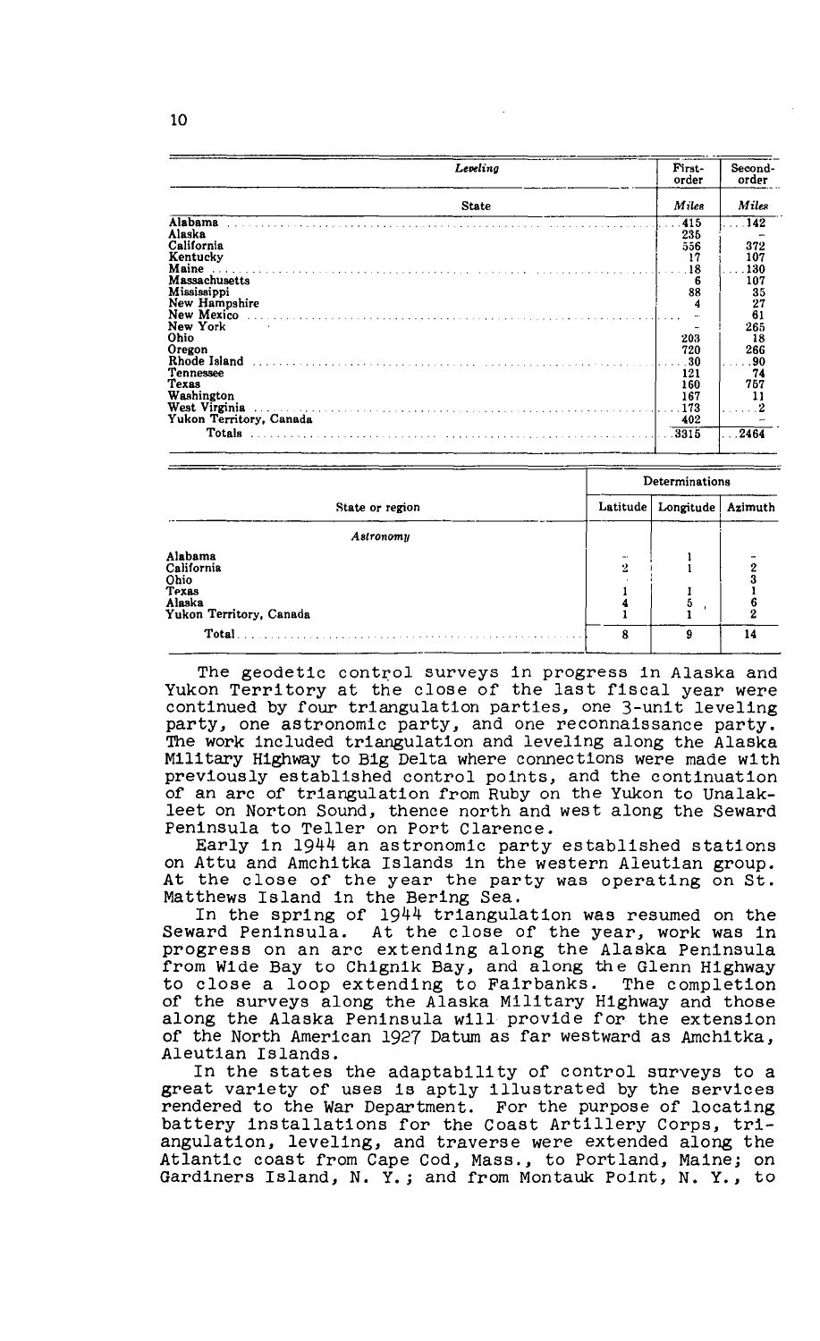| Leveling | First-order | Second-order |
|---|---|---|
| State | Miles | Miles |
| Alabama | 415 | 142 |
| Alaska | 235 | - |
| California | 556 | 372 |
| Kentucky | 17 | 107 |
| Maine | 18 | 130 |
| Massachusetts | 6 | 107 |
| Mississippi | 88 | 35 |
| New Hampshire | 4 | 27 |
| New Mexico | - | 61 |
| New York | - | 265 |
| Ohio | 203 | 18 |
| Oregon | 720 | 266 |
| Rhode Island | 30 | 90 |
| Tennessee | 121 | 74 |
| Texas | 160 | 757 |
| Washington | 167 | 11 |
| West Virginia | 173 | 2 |
| Yukon Territory, Canada | 402 | - |
| Totals | 3315 | 2464 |

| State or region | Determinations | | |
|---|---|---|---|
| | Latitude | Longitude | Azimuth |
| *Astronomy* | | | |
| Alabama | - | 1 | - |
| California | 2 | 1 | 2 |
| Ohio | | | 3 |
| Texas | 1 | 1 | 1 |
| Alaska | 4 | 5 | 6 |
| Yukon Territory, Canada | 1 | 1 | 2 |
| Total | 8 | 9 | 14 |

The geodetic control surveys in progress in Alaska and Yukon Territory at the close of the last fiscal year were continued by four triangulation parties, one 3-unit leveling party, one astronomic party, and one reconnaissance party. The work included triangulation and leveling along the Alaska Military Highway to Big Delta where connections were made with previously established control points, and the continuation of an arc of triangulation from Ruby on the Yukon to Unalakleet on Norton Sound, thence north and west along the Seward Peninsula to Teller on Port Clarence.

Early in 1944 an astronomic party established stations on Attu and Amchitka Islands in the western Aleutian group. At the close of the year the party was operating on St. Matthews Island in the Bering Sea.

In the spring of 1944 triangulation was resumed on the Seward Peninsula. At the close of the year, work was in progress on an arc extending along the Alaska Peninsula from Wide Bay to Chignik Bay, and along the Glenn Highway to close a loop extending to Fairbanks. The completion of the surveys along the Alaska Military Highway and those along the Alaska Peninsula will provide for the extension of the North American 1927 Datum as far westward as Amchitka, Aleutian Islands.

In the states the adaptability of control surveys to a great variety of uses is aptly illustrated by the services rendered to the War Department. For the purpose of locating battery installations for the Coast Artillery Corps, triangulation, leveling, and traverse were extended along the Atlantic coast from Cape Cod, Mass., to Portland, Maine; on Gardiners Island, N. Y.; and from Montauk Point, N. Y., to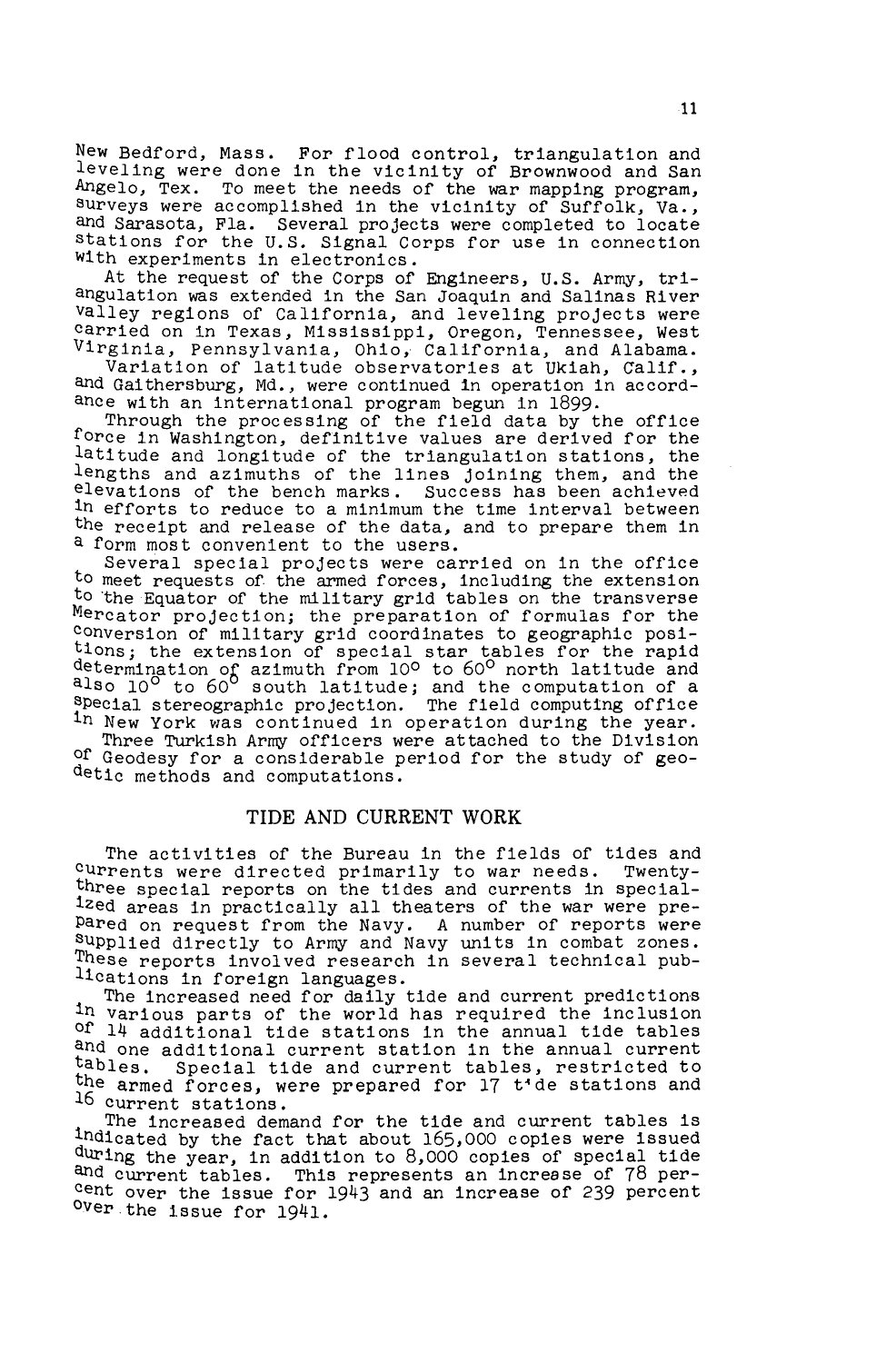New Bedford, Mass. For flood control, triangulation and leveling were done in the vicinity of Brownwood and San Angelo, Tex. To meet the needs of the war mapping program, surveys were accomplished in the vicinity of Suffolk, Va., and Sarasota, Fla. Several projects were completed to locate stations for the U.S. Signal Corps for use in connection with experiments in electronics.

At the request of the Corps of Engineers, U.S. Army, triangulation was extended in the San Joaquin and Salinas River valley regions of California, and leveling projects were carried on in Texas, Mississippi, Oregon, Tennessee, West Virginia, Pennsylvania, Ohio, California, and Alabama.

Variation of latitude observatories at Ukiah, Calif., and Gaithersburg, Md., were continued in operation in accordance with an international program begun in 1899.

Through the processing of the field data by the office force in Washington, definitive values are derived for the latitude and longitude of the triangulation stations, the lengths and azimuths of the lines joining them, and the elevations of the bench marks. Success has been achieved in efforts to reduce to a minimum the time interval between the receipt and release of the data, and to prepare them in a form most convenient to the users.

Several special projects were carried on in the office to meet requests of the armed forces, including the extension to the Equator of the military grid tables on the transverse Mercator projection; the preparation of formulas for the conversion of military grid coordinates to geographic positions; the extension of special star tables for the rapid determination of azimuth from 10° to 60° north latitude and also 10° to 60° south latitude; and the computation of a special stereographic projection. The field computing office in New York was continued in operation during the year.

Three Turkish Army officers were attached to the Division of Geodesy for a considerable period for the study of geodetic methods and computations.

## TIDE AND CURRENT WORK

The activities of the Bureau in the fields of tides and currents were directed primarily to war needs. Twenty-three special reports on the tides and currents in specialized areas in practically all theaters of the war were prepared on request from the Navy. A number of reports were supplied directly to Army and Navy units in combat zones. These reports involved research in several technical publications in foreign languages.

The increased need for daily tide and current predictions in various parts of the world has required the inclusion of 14 additional tide stations in the annual tide tables and one additional current station in the annual current tables. Special tide and current tables, restricted to the armed forces, were prepared for 17 tide stations and 16 current stations.

The increased demand for the tide and current tables is indicated by the fact that about 165,000 copies were issued during the year, in addition to 8,000 copies of special tide and current tables. This represents an increase of 78 percent over the issue for 1943 and an increase of 239 percent over the issue for 1941.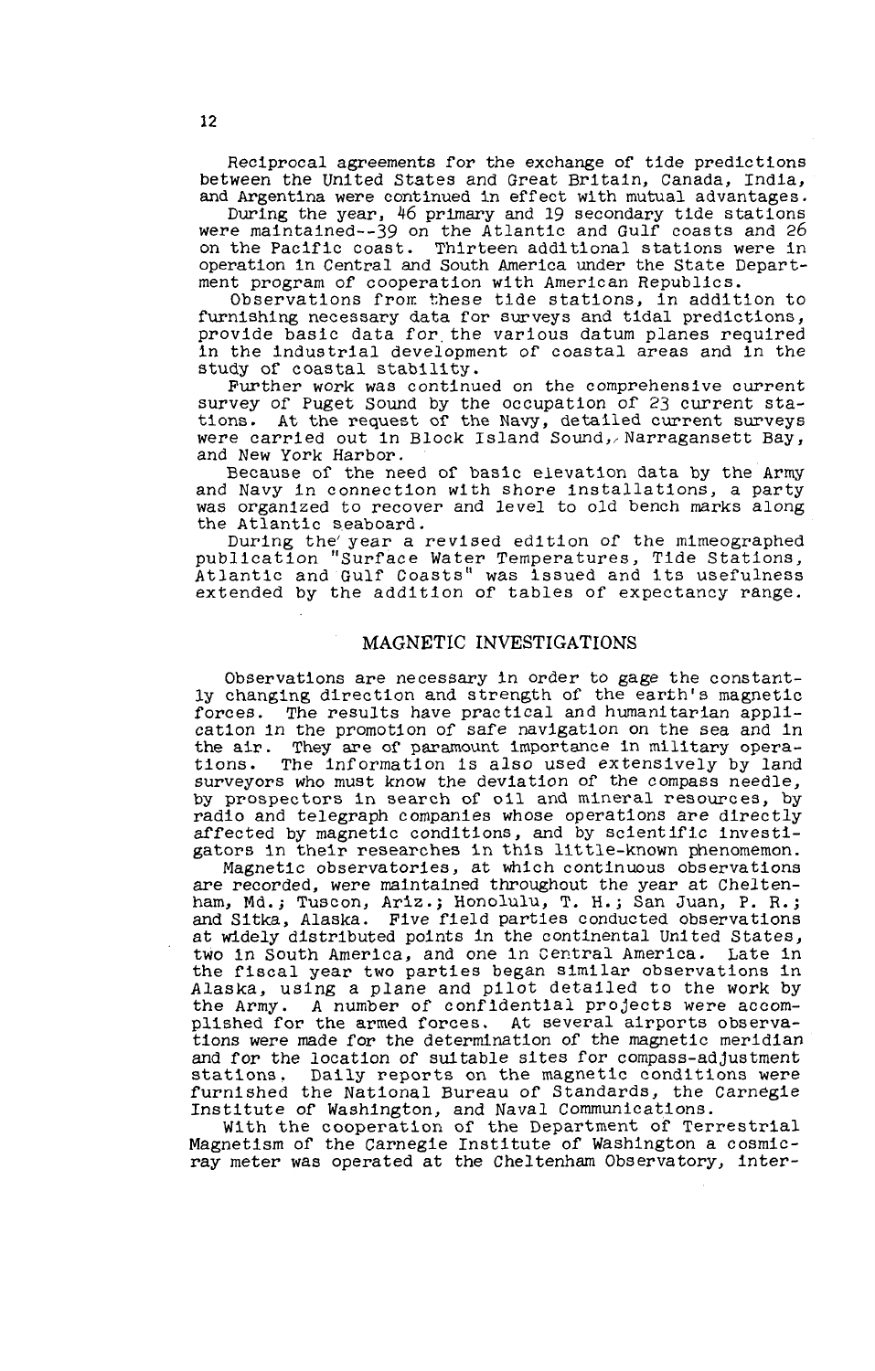Reciprocal agreements for the exchange of tide predictions between the United States and Great Britain, Canada, India, and Argentina were continued in effect with mutual advantages.

During the year, 46 primary and 19 secondary tide stations were maintained--39 on the Atlantic and Gulf coasts and 26 on the Pacific coast. Thirteen additional stations were in operation in Central and South America under the State Department program of cooperation with American Republics.

Observations from these tide stations, in addition to furnishing necessary data for surveys and tidal predictions, provide basic data for the various datum planes required in the industrial development of coastal areas and in the study of coastal stability.

Further work was continued on the comprehensive current survey of Puget Sound by the occupation of 23 current stations. At the request of the Navy, detailed current surveys were carried out in Block Island Sound, Narragansett Bay, and New York Harbor.

Because of the need of basic elevation data by the Army and Navy in connection with shore installations, a party was organized to recover and level to old bench marks along the Atlantic seaboard.

During the year a revised edition of the mimeographed publication "Surface Water Temperatures, Tide Stations, Atlantic and Gulf Coasts" was issued and its usefulness extended by the addition of tables of expectancy range.

## MAGNETIC INVESTIGATIONS

Observations are necessary in order to gage the constantly changing direction and strength of the earth's magnetic forces. The results have practical and humanitarian application in the promotion of safe navigation on the sea and in the air. They are of paramount importance in military operations. The information is also used extensively by land surveyors who must know the deviation of the compass needle, by prospectors in search of oil and mineral resources, by radio and telegraph companies whose operations are directly affected by magnetic conditions, and by scientific investigators in their researches in this little-known phenomemon.

Magnetic observatories, at which continuous observations are recorded, were maintained throughout the year at Cheltenham, Md.; Tuscon, Ariz.; Honolulu, T. H.; San Juan, P. R.; and Sitka, Alaska. Five field parties conducted observations at widely distributed points in the continental United States, two in South America, and one in Central America. Late in the fiscal year two parties began similar observations in Alaska, using a plane and pilot detailed to the work by the Army. A number of confidential projects were accomplished for the armed forces. At several airports observations were made for the determination of the magnetic meridian and for the location of suitable sites for compass-adjustment stations. Daily reports on the magnetic conditions were furnished the National Bureau of Standards, the Carnegie Institute of Washington, and Naval Communications.

With the cooperation of the Department of Terrestrial Magnetism of the Carnegie Institute of Washington a cosmic-ray meter was operated at the Cheltenham Observatory, inter-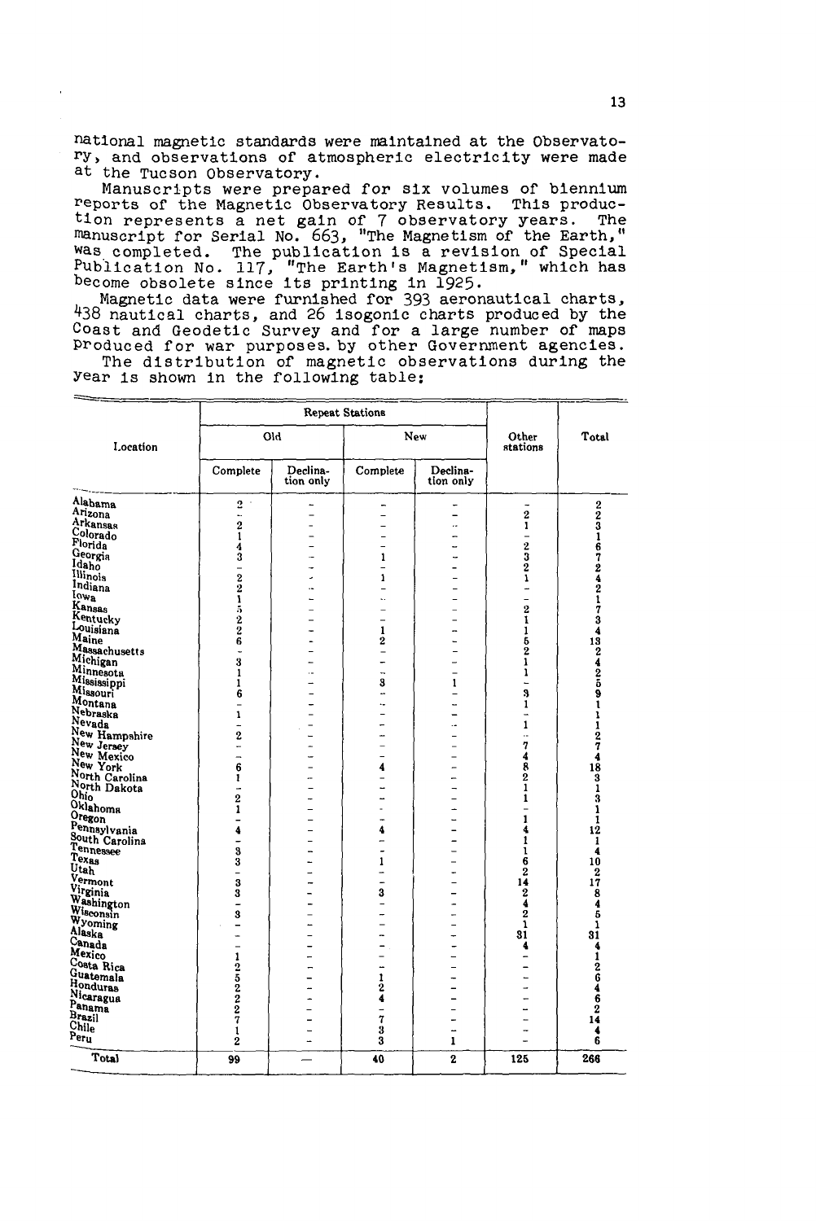national magnetic standards were maintained at the Observatory, and observations of atmospheric electricity were made at the Tucson Observatory.

Manuscripts were prepared for six volumes of biennium reports of the Magnetic Observatory Results. This production represents a net gain of 7 observatory years. The manuscript for Serial No. 663, "The Magnetism of the Earth," was completed. The publication is a revision of Special Publication No. 117, "The Earth's Magnetism," which has become obsolete since its printing in 1925.

Magnetic data were furnished for 393 aeronautical charts, 438 nautical charts, and 26 isogonic charts produced by the Coast and Geodetic Survey and for a large number of maps produced for war purposes by other Government agencies.

The distribution of magnetic observations during the year is shown in the following table:

| Location | Repeat Stations | | | | Other stations | Total |
|---|---|---|---|---|---|---|
| | Old | | New | | | |
| | Complete | Declination only | Complete | Declination only | | |
| Alabama | 2 | - | - | - | - | 2 |
| Arizona | - | - | - | - | 2 | 2 |
| Arkansas | 2 | - | - | .. | 1 | 3 |
| Colorado | 1 | - | - | - | - | 1 |
| Florida | 4 | - | - | - | 2 | 6 |
| Georgia | 3 | - | 1 | - | 3 | 7 |
| Idaho | - | - | - | - | 2 | 2 |
| Illinois | 2 | - | 1 | - | 1 | 4 |
| Indiana | 2 | .. | - | - | - | 2 |
| Iowa | 1 | - | .. | - | - | 1 |
| Kansas | 5 | - | - | - | 2 | 7 |
| Kentucky | 2 | - | - | - | 1 | 3 |
| Louisiana | 2 | - | 1 | - | 1 | 4 |
| Maine | 6 | - | 2 | - | 5 | 13 |
| Massachusetts | - | - | - | - | 2 | 2 |
| Michigan | 3 | - | - | - | 1 | 4 |
| Minnesota | 1 | .. | - | - | 1 | 2 |
| Mississippi | 1 | - | 3 | 1 | - | 5 |
| Missouri | 6 | - | - | - | 3 | 9 |
| Montana | - | - | .. | - | 1 | 1 |
| Nebraska | 1 | - | - | - | - | 1 |
| Nevada | - | - | - | .. | 1 | 1 |
| New Hampshire | 2 | - | - | - | .. | 2 |
| New Jersey | - | - | - | - | 7 | 7 |
| New Mexico | - | - | - | - | 4 | 4 |
| New York | 6 | - | 4 | - | 8 | 18 |
| North Carolina | 1 | - | - | - | 2 | 3 |
| North Dakota | - | - | - | - | 1 | 1 |
| Ohio | 2 | - | - | - | 1 | 3 |
| Oklahoma | 1 | - | - | - | - | 1 |
| Oregon | - | - | - | - | 1 | 1 |
| Pennsylvania | 4 | - | 4 | - | 4 | 12 |
| South Carolina | - | - | - | - | 1 | 1 |
| Tennessee | 3 | - | - | - | 1 | 4 |
| Texas | 3 | - | 1 | - | 6 | 10 |
| Utah | - | - | - | - | 2 | 2 |
| Vermont | 3 | - | - | - | 14 | 17 |
| Virginia | 3 | - | 3 | - | 2 | 8 |
| Washington | - | - | - | - | 4 | 4 |
| Wisconsin | 3 | - | - | - | 2 | 5 |
| Wyoming | - | - | - | - | 1 | 1 |
| Alaska | - | - | - | - | 31 | 31 |
| Canada | - | - | - | - | 4 | 4 |
| Mexico | 1 | - | - | - | - | 1 |
| Costa Rica | 2 | - | - | - | - | 2 |
| Guatemala | 5 | - | 1 | - | - | 6 |
| Honduras | 2 | - | 2 | - | - | 4 |
| Nicaragua | 2 | - | 4 | - | - | 6 |
| Panama | 2 | - | - | - | - | 2 |
| Brazil | 7 | - | 7 | - | - | 14 |
| Chile | 1 | - | 3 | - | - | 4 |
| Peru | 2 | - | 3 | 1 | - | 6 |
| Total | 99 | — | 40 | 2 | 125 | 266 |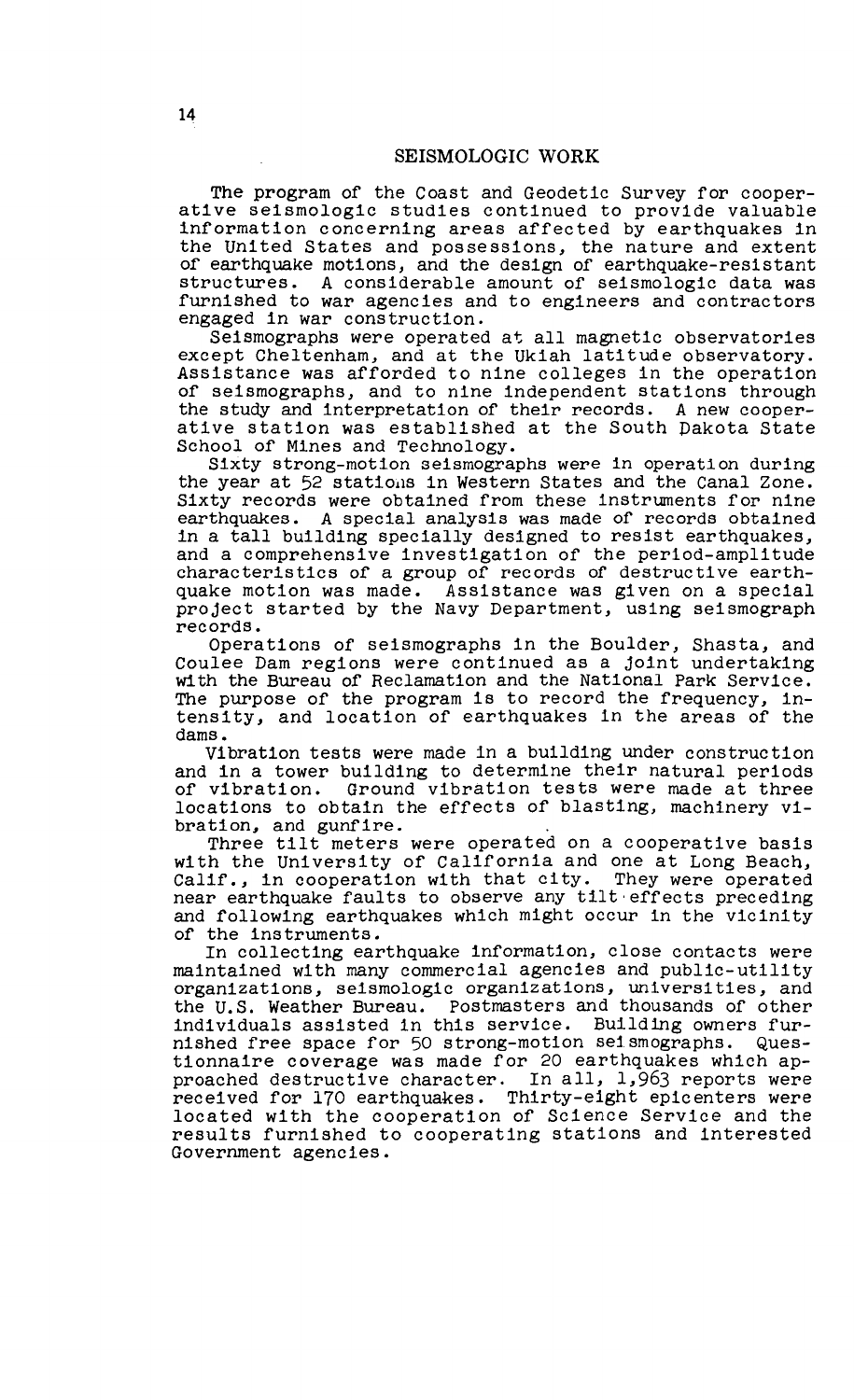## SEISMOLOGIC WORK

The program of the Coast and Geodetic Survey for cooperative seismologic studies continued to provide valuable information concerning areas affected by earthquakes in the United States and possessions, the nature and extent of earthquake motions, and the design of earthquake-resistant structures. A considerable amount of seismologic data was furnished to war agencies and to engineers and contractors engaged in war construction.

Seismographs were operated at all magnetic observatories except Cheltenham, and at the Ukiah latitude observatory. Assistance was afforded to nine colleges in the operation of seismographs, and to nine independent stations through the study and interpretation of their records. A new cooperative station was established at the South Dakota State School of Mines and Technology.

Sixty strong-motion seismographs were in operation during the year at 52 stations in Western States and the Canal Zone. Sixty records were obtained from these instruments for nine earthquakes. A special analysis was made of records obtained in a tall building specially designed to resist earthquakes, and a comprehensive investigation of the period-amplitude characteristics of a group of records of destructive earthquake motion was made. Assistance was given on a special project started by the Navy Department, using seismograph records.

Operations of seismographs in the Boulder, Shasta, and Coulee Dam regions were continued as a joint undertaking with the Bureau of Reclamation and the National Park Service. The purpose of the program is to record the frequency, intensity, and location of earthquakes in the areas of the dams.

Vibration tests were made in a building under construction and in a tower building to determine their natural periods of vibration. Ground vibration tests were made at three locations to obtain the effects of blasting, machinery vibration, and gunfire.

Three tilt meters were operated on a cooperative basis with the University of California and one at Long Beach, Calif., in cooperation with that city. They were operated near earthquake faults to observe any tilt effects preceding and following earthquakes which might occur in the vicinity of the instruments.

In collecting earthquake information, close contacts were maintained with many commercial agencies and public-utility organizations, seismologic organizations, universities, and the U.S. Weather Bureau. Postmasters and thousands of other individuals assisted in this service. Building owners furnished free space for 50 strong-motion seismographs. Questionnaire coverage was made for 20 earthquakes which approached destructive character. In all, 1,963 reports were received for 170 earthquakes. Thirty-eight epicenters were located with the cooperation of Science Service and the results furnished to cooperating stations and interested Government agencies.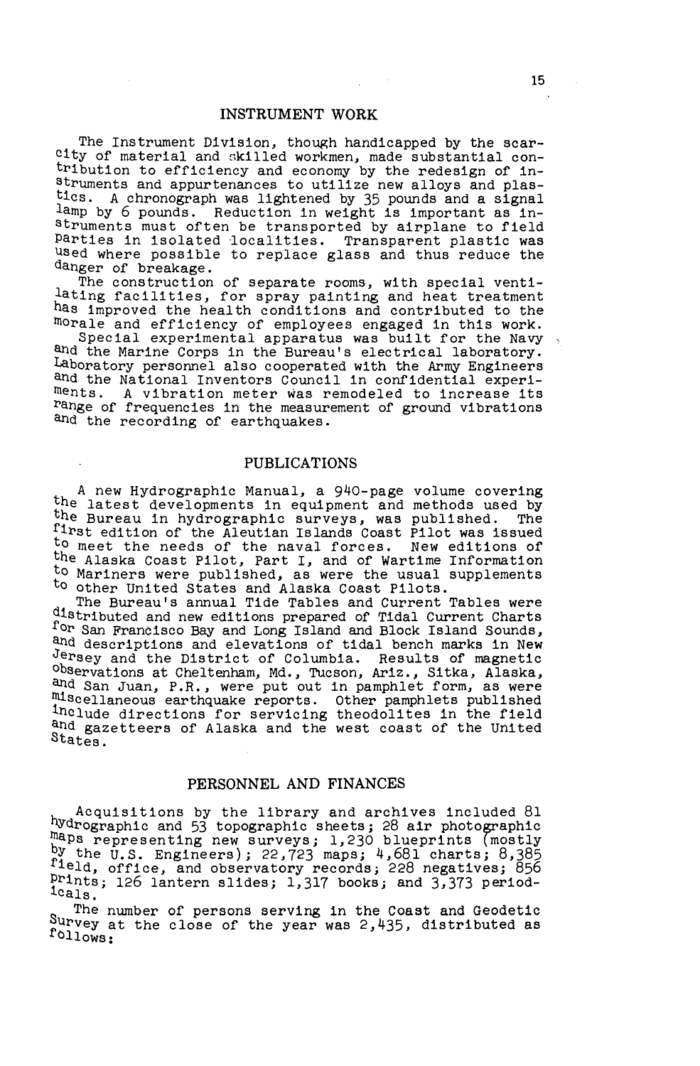## INSTRUMENT WORK

The Instrument Division, though handicapped by the scarcity of material and skilled workmen, made substantial contribution to efficiency and economy by the redesign of instruments and appurtenances to utilize new alloys and plastics. A chronograph was lightened by 35 pounds and a signal lamp by 6 pounds. Reduction in weight is important as instruments must often be transported by airplane to field parties in isolated localities. Transparent plastic was used where possible to replace glass and thus reduce the danger of breakage.

The construction of separate rooms, with special ventilating facilities, for spray painting and heat treatment has improved the health conditions and contributed to the morale and efficiency of employees engaged in this work.

Special experimental apparatus was built for the Navy and the Marine Corps in the Bureau's electrical laboratory. Laboratory personnel also cooperated with the Army Engineers and the National Inventors Council in confidential experiments. A vibration meter was remodeled to increase its range of frequencies in the measurement of ground vibrations and the recording of earthquakes.

## PUBLICATIONS

A new Hydrographic Manual, a 940-page volume covering the latest developments in equipment and methods used by the Bureau in hydrographic surveys, was published. The first edition of the Aleutian Islands Coast Pilot was issued to meet the needs of the naval forces. New editions of the Alaska Coast Pilot, Part I, and of Wartime Information to Mariners were published, as were the usual supplements to other United States and Alaska Coast Pilots.

The Bureau's annual Tide Tables and Current Tables were distributed and new editions prepared of Tidal Current Charts for San Francisco Bay and Long Island and Block Island Sounds, and descriptions and elevations of tidal bench marks in New Jersey and the District of Columbia. Results of magnetic observations at Cheltenham, Md., Tucson, Ariz., Sitka, Alaska, and San Juan, P.R., were put out in pamphlet form, as were miscellaneous earthquake reports. Other pamphlets published include directions for servicing theodolites in the field and gazetteers of Alaska and the west coast of the United States.

## PERSONNEL AND FINANCES

Acquisitions by the library and archives included 81 hydrographic and 53 topographic sheets; 28 air photographic maps representing new surveys; 1,230 blueprints (mostly by the U.S. Engineers); 22,723 maps; 4,681 charts; 8,385 field, office, and observatory records; 228 negatives; 856 prints; 126 lantern slides; 1,317 books; and 3,373 periodicals.

The number of persons serving in the Coast and Geodetic Survey at the close of the year was 2,435, distributed as follows: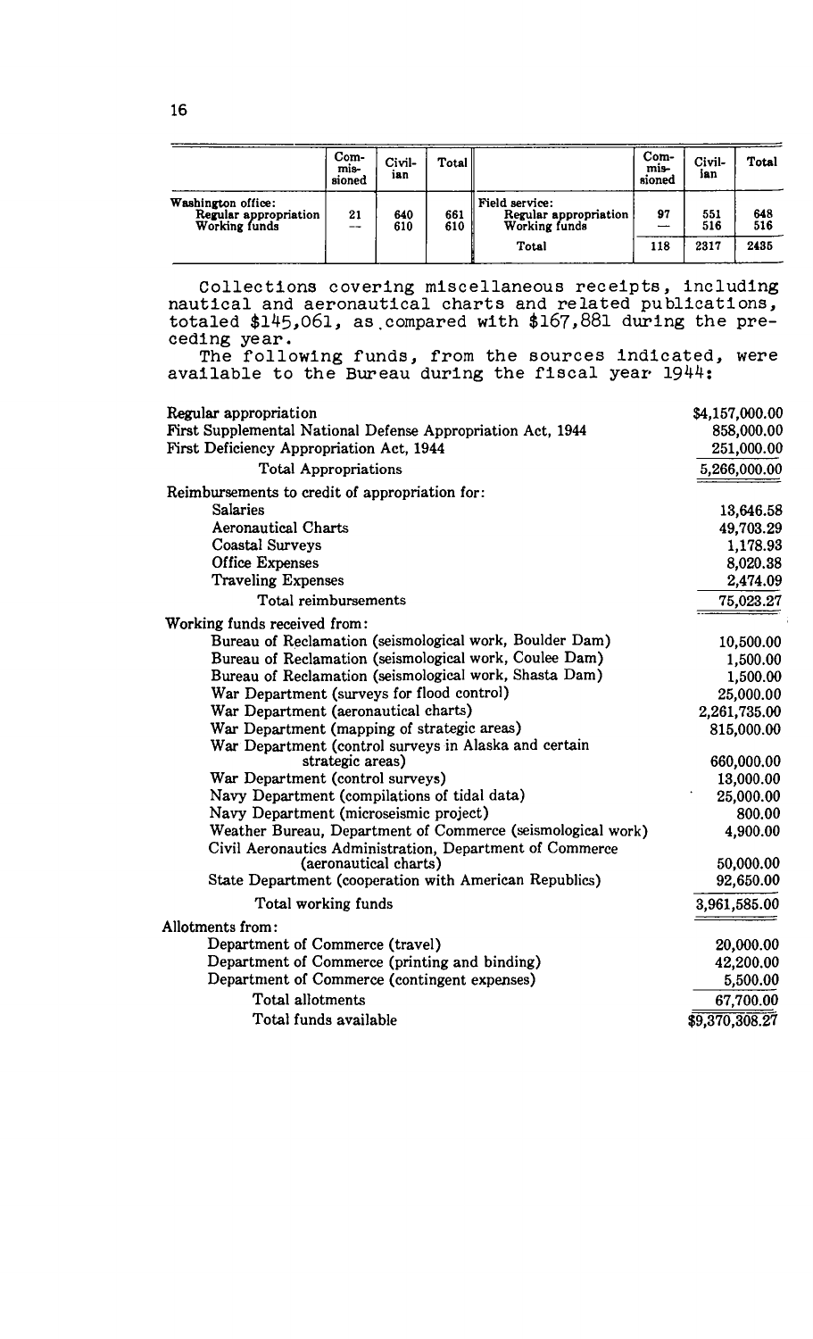| | Com-missioned | Civil-ian | Total | | Com-missioned | Civil-ian | Total |
|---|---|---|---|---|---|---|---|
| Washington office: | | | | Field service: | | | |
| Regular appropriation | 21 | 640 | 661 | Regular appropriation | 97 | 551 | 648 |
| Working funds | — | 610 | 610 | Working funds | — | 516 | 516 |
| | | | | Total | 118 | 2317 | 2435 |

Collections covering miscellaneous receipts, including nautical and aeronautical charts and related publications, totaled \$145,061, as compared with \$167,881 during the preceding year.

The following funds, from the sources indicated, were available to the Bureau during the fiscal year 1944:

| | |
|---|---|
| Regular appropriation | \$4,157,000.00 |
| First Supplemental National Defense Appropriation Act, 1944 | 858,000.00 |
| First Deficiency Appropriation Act, 1944 | 251,000.00 |
| Total Appropriations | 5,266,000.00 |
| Reimbursements to credit of appropriation for: | |
| Salaries | 13,646.58 |
| Aeronautical Charts | 49,703.29 |
| Coastal Surveys | 1,178.93 |
| Office Expenses | 8,020.38 |
| Traveling Expenses | 2,474.09 |
| Total reimbursements | 75,023.27 |
| Working funds received from: | |
| Bureau of Reclamation (seismological work, Boulder Dam) | 10,500.00 |
| Bureau of Reclamation (seismological work, Coulee Dam) | 1,500.00 |
| Bureau of Reclamation (seismological work, Shasta Dam) | 1,500.00 |
| War Department (surveys for flood control) | 25,000.00 |
| War Department (aeronautical charts) | 2,261,735.00 |
| War Department (mapping of strategic areas) | 815,000.00 |
| War Department (control surveys in Alaska and certain strategic areas) | 660,000.00 |
| War Department (control surveys) | 13,000.00 |
| Navy Department (compilations of tidal data) | 25,000.00 |
| Navy Department (microseismic project) | 800.00 |
| Weather Bureau, Department of Commerce (seismological work) | 4,900.00 |
| Civil Aeronautics Administration, Department of Commerce (aeronautical charts) | 50,000.00 |
| State Department (cooperation with American Republics) | 92,650.00 |
| Total working funds | 3,961,585.00 |
| Allotments from: | |
| Department of Commerce (travel) | 20,000.00 |
| Department of Commerce (printing and binding) | 42,200.00 |
| Department of Commerce (contingent expenses) | 5,500.00 |
| Total allotments | 67,700.00 |
| Total funds available | \$9,370,308.27 |